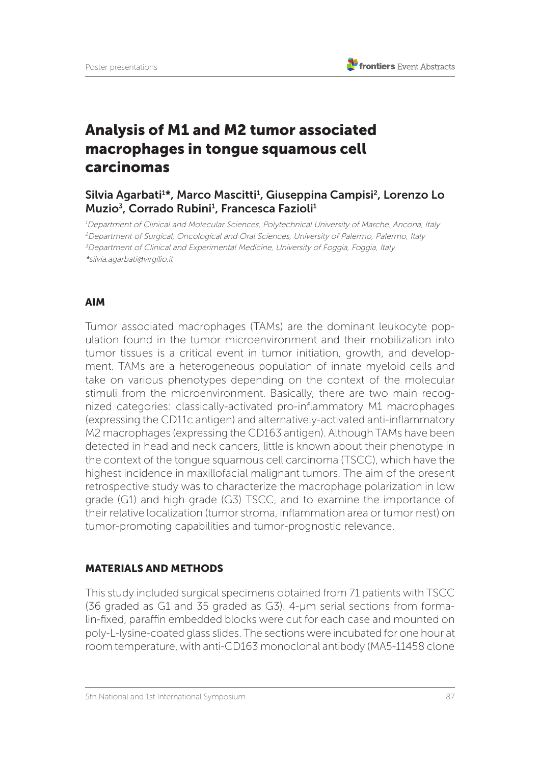# Analysis of M1 and M2 tumor associated macrophages in tongue squamous cell carcinomas

**Silvia Agarbati[1]*, Marco Mascitti[1], Giuseppina Campisi[2], Lorenzo Lo Muzio[3], Corrado Rubini[1], Francesca Fazioli[1]**

*[1]Department of Clinical and Molecular Sciences, Polytechnical University of Marche, Ancona, Italy*
*[2]Department of Surgical, Oncological and Oral Sciences, University of Palermo, Palermo, Italy*
*[3]Department of Clinical and Experimental Medicine, University of Foggia, Foggia, Italy*
*silvia.agarbati@virgilio.it

## AIM

Tumor associated macrophages (TAMs) are the dominant leukocyte population found in the tumor microenvironment and their mobilization into tumor tissues is a critical event in tumor initiation, growth, and development. TAMs are a heterogeneous population of innate myeloid cells and take on various phenotypes depending on the context of the molecular stimuli from the microenvironment. Basically, there are two main recognized categories: classically-activated pro-inflammatory M1 macrophages (expressing the CD11c antigen) and alternatively-activated anti-inflammatory M2 macrophages (expressing the CD163 antigen). Although TAMs have been detected in head and neck cancers, little is known about their phenotype in the context of the tongue squamous cell carcinoma (TSCC), which have the highest incidence in maxillofacial malignant tumors. The aim of the present retrospective study was to characterize the macrophage polarization in low grade (G1) and high grade (G3) TSCC, and to examine the importance of their relative localization (tumor stroma, inflammation area or tumor nest) on tumor-promoting capabilities and tumor-prognostic relevance.

## MATERIALS AND METHODS

This study included surgical specimens obtained from 71 patients with TSCC (36 graded as G1 and 35 graded as G3). 4-μm serial sections from formalin-fixed, paraffin embedded blocks were cut for each case and mounted on poly-L-lysine-coated glass slides. The sections were incubated for one hour at room temperature, with anti-CD163 monoclonal antibody (MA5-11458 clone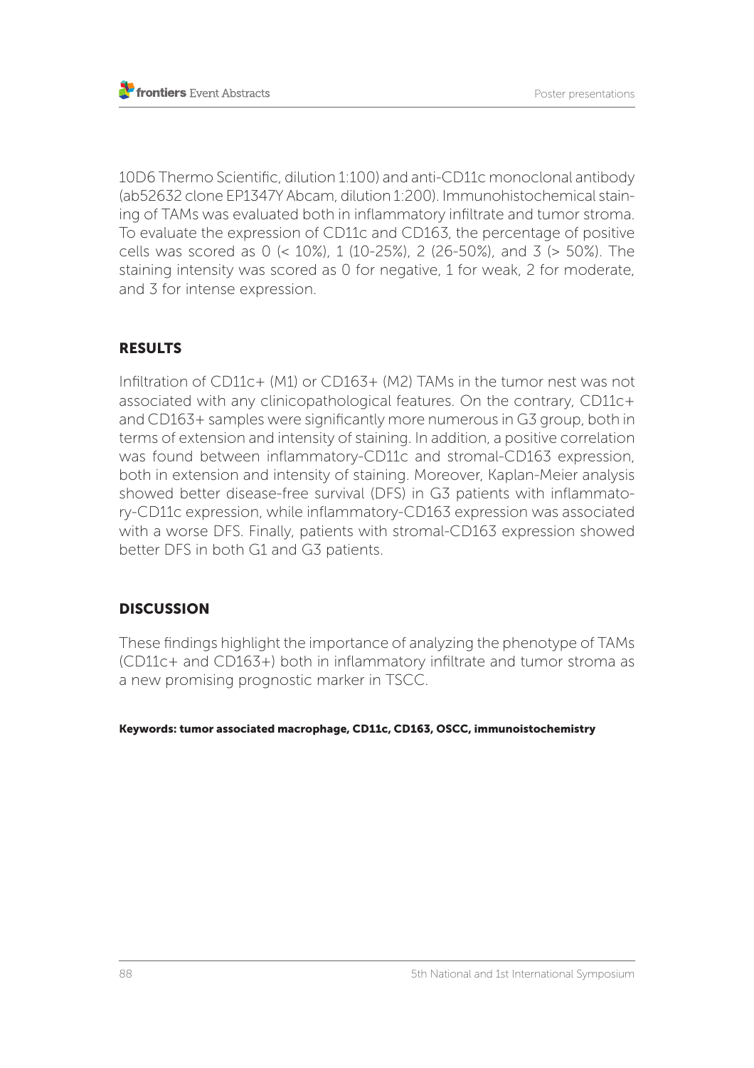10D6 Thermo Scientific, dilution 1:100) and anti-CD11c monoclonal antibody (ab52632 clone EP1347Y Abcam, dilution 1:200). Immunohistochemical staining of TAMs was evaluated both in inflammatory infiltrate and tumor stroma. To evaluate the expression of CD11c and CD163, the percentage of positive cells was scored as 0 (< 10%), 1 (10-25%), 2 (26-50%), and 3 (> 50%). The staining intensity was scored as 0 for negative, 1 for weak, 2 for moderate, and 3 for intense expression.

## RESULTS

Infiltration of CD11c+ (M1) or CD163+ (M2) TAMs in the tumor nest was not associated with any clinicopathological features. On the contrary, CD11c+ and CD163+ samples were significantly more numerous in G3 group, both in terms of extension and intensity of staining. In addition, a positive correlation was found between inflammatory-CD11c and stromal-CD163 expression, both in extension and intensity of staining. Moreover, Kaplan-Meier analysis showed better disease-free survival (DFS) in G3 patients with inflammatory-CD11c expression, while inflammatory-CD163 expression was associated with a worse DFS. Finally, patients with stromal-CD163 expression showed better DFS in both G1 and G3 patients.

## DISCUSSION

These findings highlight the importance of analyzing the phenotype of TAMs (CD11c+ and CD163+) both in inflammatory infiltrate and tumor stroma as a new promising prognostic marker in TSCC.

**Keywords: tumor associated macrophage, CD11c, CD163, OSCC, immunoistochemistry**